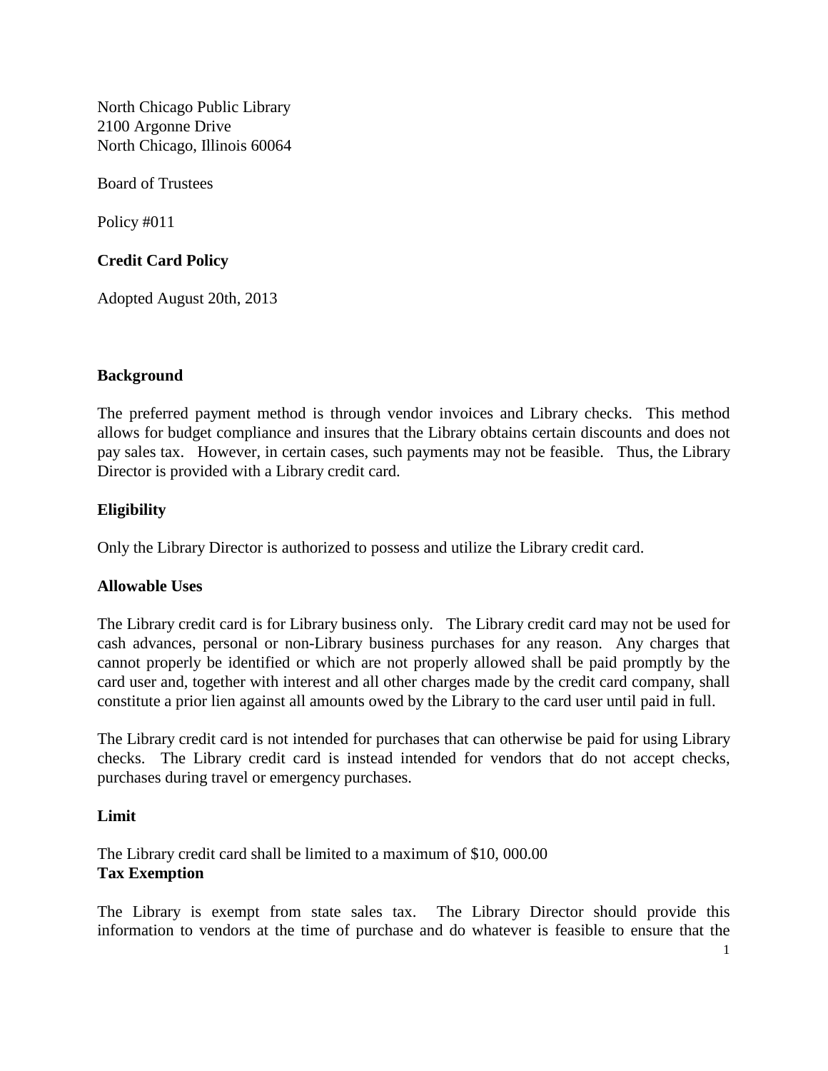North Chicago Public Library
2100 Argonne Drive
North Chicago, Illinois 60064

Board of Trustees

Policy #011

**Credit Card Policy**

Adopted August 20th, 2013

**Background**

The preferred payment method is through vendor invoices and Library checks. This method allows for budget compliance and insures that the Library obtains certain discounts and does not pay sales tax. However, in certain cases, such payments may not be feasible. Thus, the Library Director is provided with a Library credit card.

**Eligibility**

Only the Library Director is authorized to possess and utilize the Library credit card.

**Allowable Uses**

The Library credit card is for Library business only. The Library credit card may not be used for cash advances, personal or non-Library business purchases for any reason. Any charges that cannot properly be identified or which are not properly allowed shall be paid promptly by the card user and, together with interest and all other charges made by the credit card company, shall constitute a prior lien against all amounts owed by the Library to the card user until paid in full.

The Library credit card is not intended for purchases that can otherwise be paid for using Library checks. The Library credit card is instead intended for vendors that do not accept checks, purchases during travel or emergency purchases.

**Limit**

The Library credit card shall be limited to a maximum of $10, 000.00

**Tax Exemption**

The Library is exempt from state sales tax. The Library Director should provide this information to vendors at the time of purchase and do whatever is feasible to ensure that the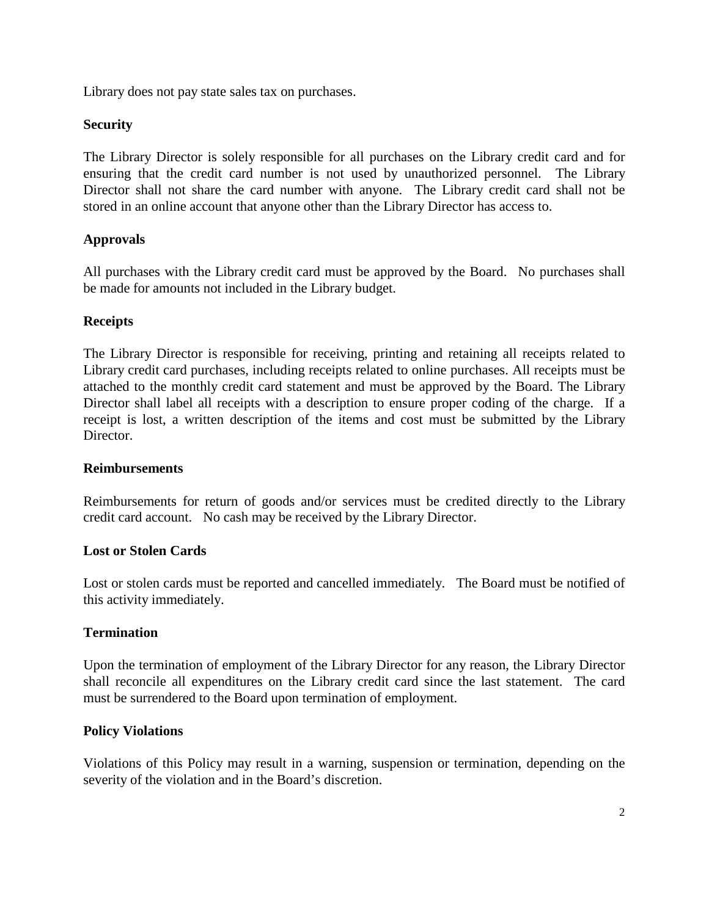Library does not pay state sales tax on purchases.

**Security**

The Library Director is solely responsible for all purchases on the Library credit card and for ensuring that the credit card number is not used by unauthorized personnel. The Library Director shall not share the card number with anyone. The Library credit card shall not be stored in an online account that anyone other than the Library Director has access to.

**Approvals**

All purchases with the Library credit card must be approved by the Board. No purchases shall be made for amounts not included in the Library budget.

**Receipts**

The Library Director is responsible for receiving, printing and retaining all receipts related to Library credit card purchases, including receipts related to online purchases. All receipts must be attached to the monthly credit card statement and must be approved by the Board. The Library Director shall label all receipts with a description to ensure proper coding of the charge. If a receipt is lost, a written description of the items and cost must be submitted by the Library Director.

**Reimbursements**

Reimbursements for return of goods and/or services must be credited directly to the Library credit card account. No cash may be received by the Library Director.

**Lost or Stolen Cards**

Lost or stolen cards must be reported and cancelled immediately. The Board must be notified of this activity immediately.

**Termination**

Upon the termination of employment of the Library Director for any reason, the Library Director shall reconcile all expenditures on the Library credit card since the last statement. The card must be surrendered to the Board upon termination of employment.

**Policy Violations**

Violations of this Policy may result in a warning, suspension or termination, depending on the severity of the violation and in the Board's discretion.